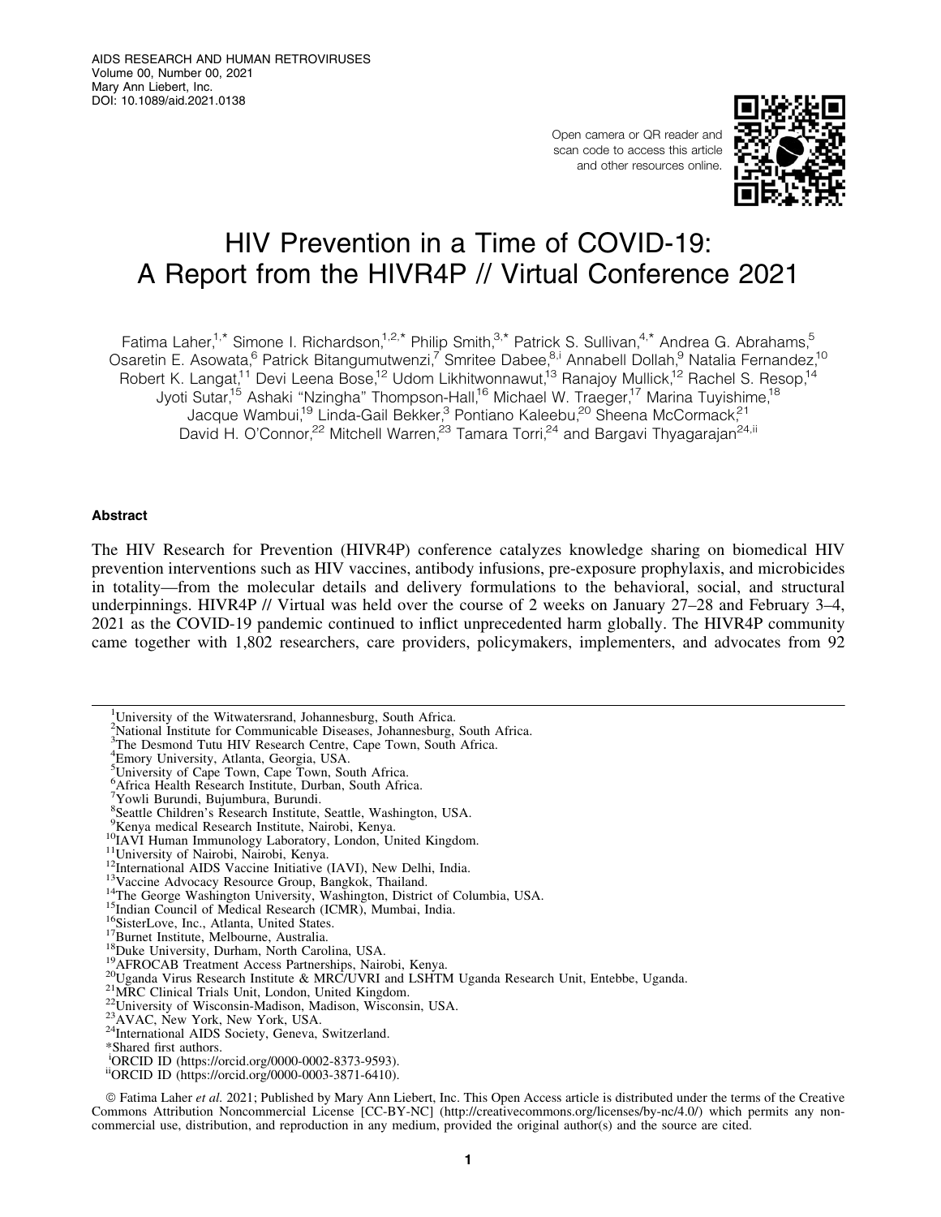# HIV Prevention in a Time of COVID-19: A Report from the HIVR4P // Virtual Conference 2021

Fatima Laher,[1,*] Simone I. Richardson,[1,2,*] Philip Smith,[3,*] Patrick S. Sullivan,[4,*] Andrea G. Abrahams,[5] Osaretin E. Asowata,[6] Patrick Bitangumutwenzi,[7] Smritee Dabee,[8,i] Annabell Dollah,[9] Natalia Fernandez,[10] Robert K. Langat,[11] Devi Leena Bose,[12] Udom Likhitwonnawut,[13] Ranajoy Mullick,[12] Rachel S. Resop,[14] Jyoti Sutar,[15] Ashaki "Nzingha" Thompson-Hall,[16] Michael W. Traeger,[17] Marina Tuyishime,[18] Jacque Wambui,[19] Linda-Gail Bekker,[3] Pontiano Kaleebu,[20] Sheena McCormack,[21] David H. O'Connor,[22] Mitchell Warren,[23] Tamara Torri,[24] and Bargavi Thyagarajan[24,ii]

## Abstract

The HIV Research for Prevention (HIVR4P) conference catalyzes knowledge sharing on biomedical HIV prevention interventions such as HIV vaccines, antibody infusions, pre-exposure prophylaxis, and microbicides in totality—from the molecular details and delivery formulations to the behavioral, social, and structural underpinnings. HIVR4P // Virtual was held over the course of 2 weeks on January 27–28 and February 3–4, 2021 as the COVID-19 pandemic continued to inflict unprecedented harm globally. The HIVR4P community came together with 1,802 researchers, care providers, policymakers, implementers, and advocates from 92

---

[1]University of the Witwatersrand, Johannesburg, South Africa.
[2]National Institute for Communicable Diseases, Johannesburg, South Africa.
[3]The Desmond Tutu HIV Research Centre, Cape Town, South Africa.
[4]Emory University, Atlanta, Georgia, USA.
[5]University of Cape Town, Cape Town, South Africa.
[6]Africa Health Research Institute, Durban, South Africa.
[7]Yowli Burundi, Bujumbura, Burundi.
[8]Seattle Children's Research Institute, Seattle, Washington, USA.
[9]Kenya medical Research Institute, Nairobi, Kenya.
[10]IAVI Human Immunology Laboratory, London, United Kingdom.
[11]University of Nairobi, Nairobi, Kenya.
[12]International AIDS Vaccine Initiative (IAVI), New Delhi, India.
[13]Vaccine Advocacy Resource Group, Bangkok, Thailand.
[14]The George Washington University, Washington, District of Columbia, USA.
[15]Indian Council of Medical Research (ICMR), Mumbai, India.
[16]SisterLove, Inc., Atlanta, United States.
[17]Burnet Institute, Melbourne, Australia.
[18]Duke University, Durham, North Carolina, USA.
[19]AFROCAB Treatment Access Partnerships, Nairobi, Kenya.
[20]Uganda Virus Research Institute & MRC/UVRI and LSHTM Uganda Research Unit, Entebbe, Uganda.
[21]MRC Clinical Trials Unit, London, United Kingdom.
[22]University of Wisconsin-Madison, Madison, Wisconsin, USA.
[23]AVAC, New York, New York, USA.
[24]International AIDS Society, Geneva, Switzerland.
*Shared first authors.
[i]ORCID ID (https://orcid.org/0000-0002-8373-9593).
[ii]ORCID ID (https://orcid.org/0000-0003-3871-6410).

© Fatima Laher *et al.* 2021; Published by Mary Ann Liebert, Inc. This Open Access article is distributed under the terms of the Creative Commons Attribution Noncommercial License [CC-BY-NC] (http://creativecommons.org/licenses/by-nc/4.0/) which permits any noncommercial use, distribution, and reproduction in any medium, provided the original author(s) and the source are cited.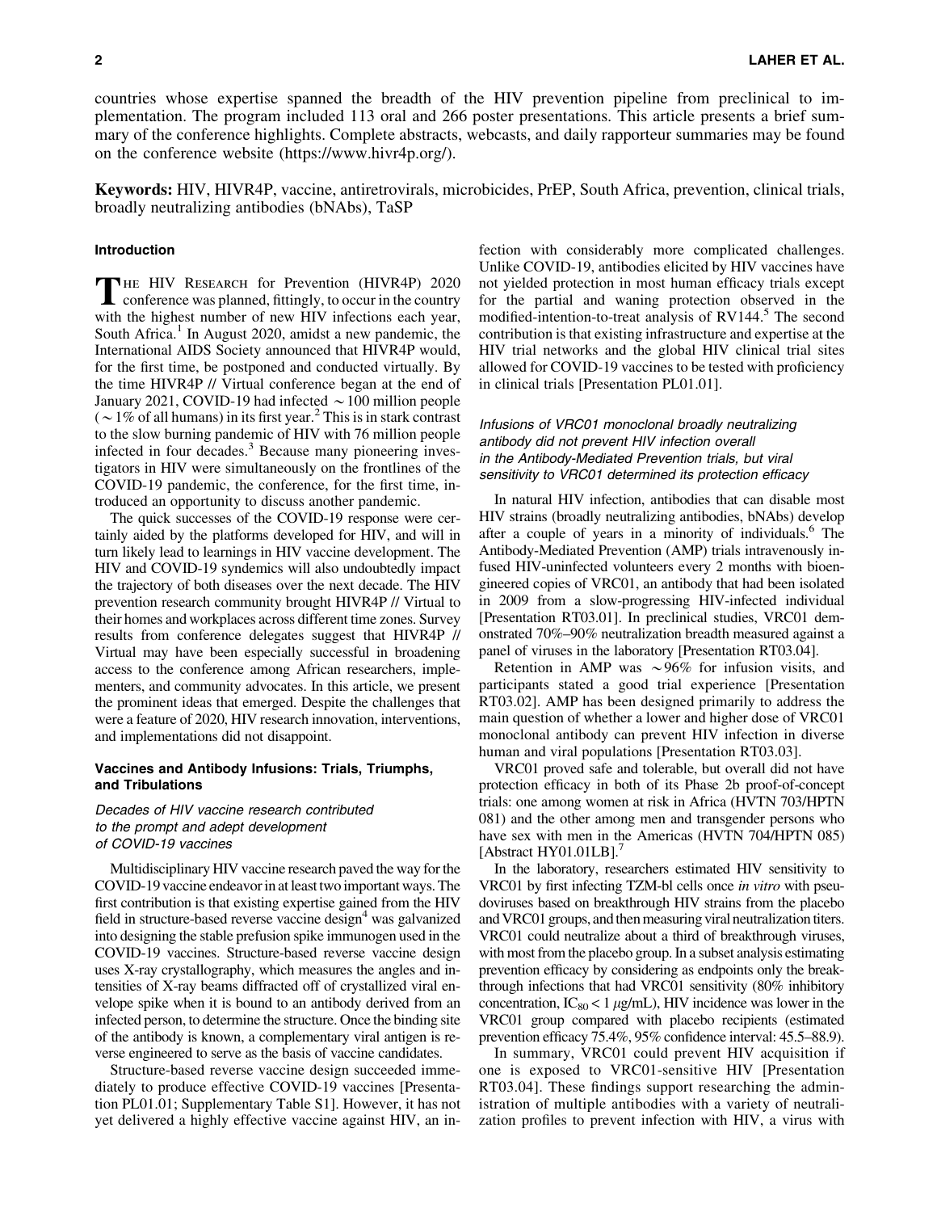countries whose expertise spanned the breadth of the HIV prevention pipeline from preclinical to implementation. The program included 113 oral and 266 poster presentations. This article presents a brief summary of the conference highlights. Complete abstracts, webcasts, and daily rapporteur summaries may be found on the conference website (https://www.hivr4p.org/).

**Keywords:** HIV, HIVR4P, vaccine, antiretrovirals, microbicides, PrEP, South Africa, prevention, clinical trials, broadly neutralizing antibodies (bNAbs), TaSP

## Introduction

The HIV Research for Prevention (HIVR4P) 2020 conference was planned, fittingly, to occur in the country with the highest number of new HIV infections each year, South Africa.[1] In August 2020, amidst a new pandemic, the International AIDS Society announced that HIVR4P would, for the first time, be postponed and conducted virtually. By the time HIVR4P // Virtual conference began at the end of January 2021, COVID-19 had infected ∼100 million people (∼1% of all humans) in its first year.[2] This is in stark contrast to the slow burning pandemic of HIV with 76 million people infected in four decades.[3] Because many pioneering investigators in HIV were simultaneously on the frontlines of the COVID-19 pandemic, the conference, for the first time, introduced an opportunity to discuss another pandemic.

The quick successes of the COVID-19 response were certainly aided by the platforms developed for HIV, and will in turn likely lead to learnings in HIV vaccine development. The HIV and COVID-19 syndemics will also undoubtedly impact the trajectory of both diseases over the next decade. The HIV prevention research community brought HIVR4P // Virtual to their homes and workplaces across different time zones. Survey results from conference delegates suggest that HIVR4P // Virtual may have been especially successful in broadening access to the conference among African researchers, implementers, and community advocates. In this article, we present the prominent ideas that emerged. Despite the challenges that were a feature of 2020, HIV research innovation, interventions, and implementations did not disappoint.

## Vaccines and Antibody Infusions: Trials, Triumphs, and Tribulations

### *Decades of HIV vaccine research contributed to the prompt and adept development of COVID-19 vaccines*

Multidisciplinary HIV vaccine research paved the way for the COVID-19 vaccine endeavor in at least two important ways. The first contribution is that existing expertise gained from the HIV field in structure-based reverse vaccine design[4] was galvanized into designing the stable prefusion spike immunogen used in the COVID-19 vaccines. Structure-based reverse vaccine design uses X-ray crystallography, which measures the angles and intensities of X-ray beams diffracted off of crystallized viral envelope spike when it is bound to an antibody derived from an infected person, to determine the structure. Once the binding site of the antibody is known, a complementary viral antigen is reverse engineered to serve as the basis of vaccine candidates.

Structure-based reverse vaccine design succeeded immediately to produce effective COVID-19 vaccines [Presentation PL01.01; Supplementary Table S1]. However, it has not yet delivered a highly effective vaccine against HIV, an infection with considerably more complicated challenges. Unlike COVID-19, antibodies elicited by HIV vaccines have not yielded protection in most human efficacy trials except for the partial and waning protection observed in the modified-intention-to-treat analysis of RV144.[5] The second contribution is that existing infrastructure and expertise at the HIV trial networks and the global HIV clinical trial sites allowed for COVID-19 vaccines to be tested with proficiency in clinical trials [Presentation PL01.01].

### *Infusions of VRC01 monoclonal broadly neutralizing antibody did not prevent HIV infection overall in the Antibody-Mediated Prevention trials, but viral sensitivity to VRC01 determined its protection efficacy*

In natural HIV infection, antibodies that can disable most HIV strains (broadly neutralizing antibodies, bNAbs) develop after a couple of years in a minority of individuals.[6] The Antibody-Mediated Prevention (AMP) trials intravenously infused HIV-uninfected volunteers every 2 months with bioengineered copies of VRC01, an antibody that had been isolated in 2009 from a slow-progressing HIV-infected individual [Presentation RT03.01]. In preclinical studies, VRC01 demonstrated 70%–90% neutralization breadth measured against a panel of viruses in the laboratory [Presentation RT03.04].

Retention in AMP was ∼96% for infusion visits, and participants stated a good trial experience [Presentation RT03.02]. AMP has been designed primarily to address the main question of whether a lower and higher dose of VRC01 monoclonal antibody can prevent HIV infection in diverse human and viral populations [Presentation RT03.03].

VRC01 proved safe and tolerable, but overall did not have protection efficacy in both of its Phase 2b proof-of-concept trials: one among women at risk in Africa (HVTN 703/HPTN 081) and the other among men and transgender persons who have sex with men in the Americas (HVTN 704/HPTN 085) [Abstract HY01.01LB].[7]

In the laboratory, researchers estimated HIV sensitivity to VRC01 by first infecting TZM-bl cells once *in vitro* with pseudoviruses based on breakthrough HIV strains from the placebo and VRC01 groups, and then measuring viral neutralization titers. VRC01 could neutralize about a third of breakthrough viruses, with most from the placebo group. In a subset analysis estimating prevention efficacy by considering as endpoints only the breakthrough infections that had VRC01 sensitivity (80% inhibitory concentration, $IC_{80} < 1\ \mu g/mL$), HIV incidence was lower in the VRC01 group compared with placebo recipients (estimated prevention efficacy 75.4%, 95% confidence interval: 45.5–88.9).

In summary, VRC01 could prevent HIV acquisition if one is exposed to VRC01-sensitive HIV [Presentation RT03.04]. These findings support researching the administration of multiple antibodies with a variety of neutralization profiles to prevent infection with HIV, a virus with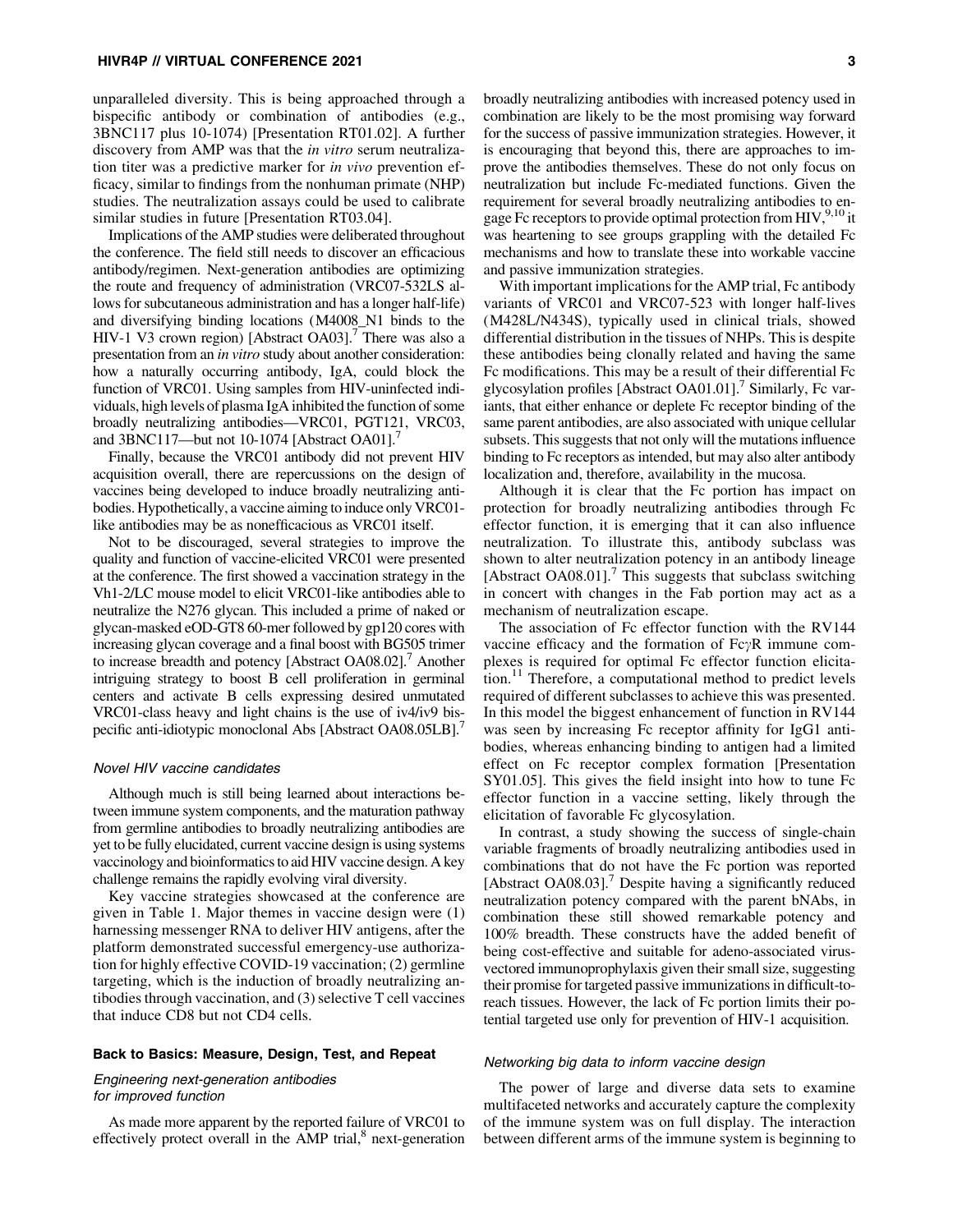unparalleled diversity. This is being approached through a bispecific antibody or combination of antibodies (e.g., 3BNC117 plus 10-1074) [Presentation RT01.02]. A further discovery from AMP was that the *in vitro* serum neutralization titer was a predictive marker for *in vivo* prevention efficacy, similar to findings from the nonhuman primate (NHP) studies. The neutralization assays could be used to calibrate similar studies in future [Presentation RT03.04].

Implications of the AMP studies were deliberated throughout the conference. The field still needs to discover an efficacious antibody/regimen. Next-generation antibodies are optimizing the route and frequency of administration (VRC07-532LS allows for subcutaneous administration and has a longer half-life) and diversifying binding locations (M4008_N1 binds to the HIV-1 V3 crown region) [Abstract OA03].[7] There was also a presentation from an *in vitro* study about another consideration: how a naturally occurring antibody, IgA, could block the function of VRC01. Using samples from HIV-uninfected individuals, high levels of plasma IgA inhibited the function of some broadly neutralizing antibodies—VRC01, PGT121, VRC03, and 3BNC117—but not 10-1074 [Abstract OA01].[7]

Finally, because the VRC01 antibody did not prevent HIV acquisition overall, there are repercussions on the design of vaccines being developed to induce broadly neutralizing antibodies. Hypothetically, a vaccine aiming to induce only VRC01-like antibodies may be as nonefficacious as VRC01 itself.

Not to be discouraged, several strategies to improve the quality and function of vaccine-elicited VRC01 were presented at the conference. The first showed a vaccination strategy in the Vh1-2/LC mouse model to elicit VRC01-like antibodies able to neutralize the N276 glycan. This included a prime of naked or glycan-masked eOD-GT8 60-mer followed by gp120 cores with increasing glycan coverage and a final boost with BG505 trimer to increase breadth and potency [Abstract OA08.02].[7] Another intriguing strategy to boost B cell proliferation in germinal centers and activate B cells expressing desired unmutated VRC01-class heavy and light chains is the use of iv4/iv9 bispecific anti-idiotypic monoclonal Abs [Abstract OA08.05LB].[7]

### *Novel HIV vaccine candidates*

Although much is still being learned about interactions between immune system components, and the maturation pathway from germline antibodies to broadly neutralizing antibodies are yet to be fully elucidated, current vaccine design is using systems vaccinology and bioinformatics to aid HIV vaccine design. A key challenge remains the rapidly evolving viral diversity.

Key vaccine strategies showcased at the conference are given in Table 1. Major themes in vaccine design were (1) harnessing messenger RNA to deliver HIV antigens, after the platform demonstrated successful emergency-use authorization for highly effective COVID-19 vaccination; (2) germline targeting, which is the induction of broadly neutralizing antibodies through vaccination, and (3) selective T cell vaccines that induce CD8 but not CD4 cells.

## Back to Basics: Measure, Design, Test, and Repeat

### *Engineering next-generation antibodies for improved function*

As made more apparent by the reported failure of VRC01 to effectively protect overall in the AMP trial,[8] next-generation broadly neutralizing antibodies with increased potency used in combination are likely to be the most promising way forward for the success of passive immunization strategies. However, it is encouraging that beyond this, there are approaches to improve the antibodies themselves. These do not only focus on neutralization but include Fc-mediated functions. Given the requirement for several broadly neutralizing antibodies to engage Fc receptors to provide optimal protection from HIV,[9,10] it was heartening to see groups grappling with the detailed Fc mechanisms and how to translate these into workable vaccine and passive immunization strategies.

With important implications for the AMP trial, Fc antibody variants of VRC01 and VRC07-523 with longer half-lives (M428L/N434S), typically used in clinical trials, showed differential distribution in the tissues of NHPs. This is despite these antibodies being clonally related and having the same Fc modifications. This may be a result of their differential Fc glycosylation profiles [Abstract OA01.01].[7] Similarly, Fc variants, that either enhance or deplete Fc receptor binding of the same parent antibodies, are also associated with unique cellular subsets. This suggests that not only will the mutations influence binding to Fc receptors as intended, but may also alter antibody localization and, therefore, availability in the mucosa.

Although it is clear that the Fc portion has impact on protection for broadly neutralizing antibodies through Fc effector function, it is emerging that it can also influence neutralization. To illustrate this, antibody subclass was shown to alter neutralization potency in an antibody lineage [Abstract OA08.01].[7] This suggests that subclass switching in concert with changes in the Fab portion may act as a mechanism of neutralization escape.

The association of Fc effector function with the RV144 vaccine efficacy and the formation of Fc$\gamma$R immune complexes is required for optimal Fc effector function elicitation.[11] Therefore, a computational method to predict levels required of different subclasses to achieve this was presented. In this model the biggest enhancement of function in RV144 was seen by increasing Fc receptor affinity for IgG1 antibodies, whereas enhancing binding to antigen had a limited effect on Fc receptor complex formation [Presentation SY01.05]. This gives the field insight into how to tune Fc effector function in a vaccine setting, likely through the elicitation of favorable Fc glycosylation.

In contrast, a study showing the success of single-chain variable fragments of broadly neutralizing antibodies used in combinations that do not have the Fc portion was reported [Abstract OA08.03].[7] Despite having a significantly reduced neutralization potency compared with the parent bNAbs, in combination these still showed remarkable potency and 100% breadth. These constructs have the added benefit of being cost-effective and suitable for adeno-associated virus-vectored immunoprophylaxis given their small size, suggesting their promise for targeted passive immunizations in difficult-to-reach tissues. However, the lack of Fc portion limits their potential targeted use only for prevention of HIV-1 acquisition.

### *Networking big data to inform vaccine design*

The power of large and diverse data sets to examine multifaceted networks and accurately capture the complexity of the immune system was on full display. The interaction between different arms of the immune system is beginning to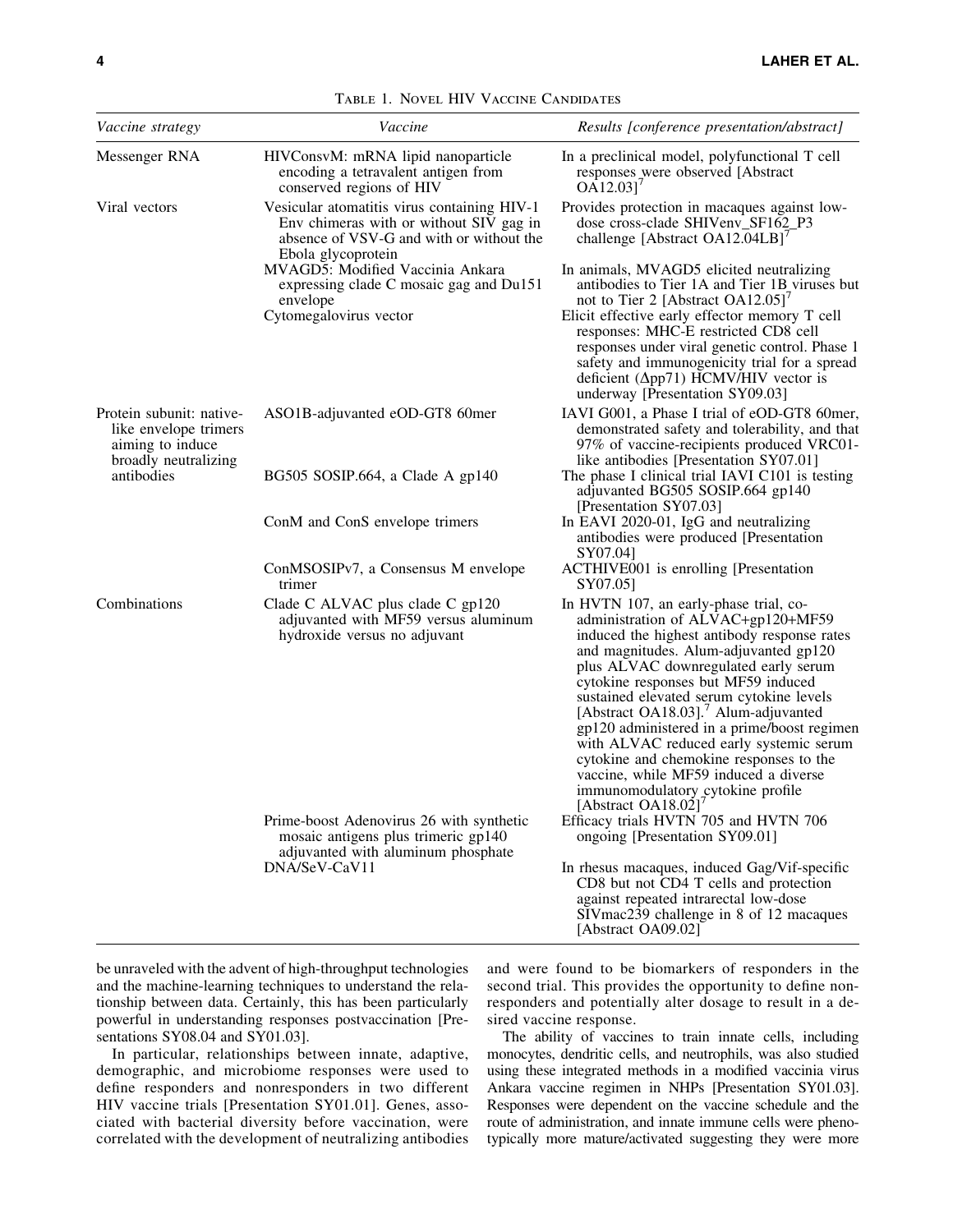Table 1. Novel HIV Vaccine Candidates

| Vaccine strategy | Vaccine | Results [conference presentation/abstract] |
|---|---|---|
| Messenger RNA | HIVConsvM: mRNA lipid nanoparticle encoding a tetravalent antigen from conserved regions of HIV | In a preclinical model, polyfunctional T cell responses were observed [Abstract OA12.03][7] |
| Viral vectors | Vesicular atomatitis virus containing HIV-1 Env chimeras with or without SIV gag in absence of VSV-G and with or without the Ebola glycoprotein | Provides protection in macaques against low-dose cross-clade SHIVenv_SF162_P3 challenge [Abstract OA12.04LB][7] |
| | MVAGD5: Modified Vaccinia Ankara expressing clade C mosaic gag and Du151 envelope | In animals, MVAGD5 elicited neutralizing antibodies to Tier 1A and Tier 1B viruses but not to Tier 2 [Abstract OA12.05][7] |
| | Cytomegalovirus vector | Elicit effective early effector memory T cell responses: MHC-E restricted CD8 cell responses under viral genetic control. Phase 1 safety and immunogenicity trial for a spread deficient (Δpp71) HCMV/HIV vector is underway [Presentation SY09.03] |
| Protein subunit: native-like envelope trimers aiming to induce broadly neutralizing antibodies | ASO1B-adjuvanted eOD-GT8 60mer | IAVI G001, a Phase I trial of eOD-GT8 60mer, demonstrated safety and tolerability, and that 97% of vaccine-recipients produced VRC01-like antibodies [Presentation SY07.01] |
| | BG505 SOSIP.664, a Clade A gp140 | The phase I clinical trial IAVI C101 is testing adjuvanted BG505 SOSIP.664 gp140 [Presentation SY07.03] |
| | ConM and ConS envelope trimers | In EAVI 2020-01, IgG and neutralizing antibodies were produced [Presentation SY07.04] |
| | ConMSOSIPv7, a Consensus M envelope trimer | ACTHIVE001 is enrolling [Presentation SY07.05] |
| Combinations | Clade C ALVAC plus clade C gp120 adjuvanted with MF59 versus aluminum hydroxide versus no adjuvant | In HVTN 107, an early-phase trial, co-administration of ALVAC+gp120+MF59 induced the highest antibody response rates and magnitudes. Alum-adjuvanted gp120 plus ALVAC downregulated early serum cytokine responses but MF59 induced sustained elevated serum cytokine levels [Abstract OA18.03].[7] Alum-adjuvanted gp120 administered in a prime/boost regimen with ALVAC reduced early systemic serum cytokine and chemokine responses to the vaccine, while MF59 induced a diverse immunomodulatory cytokine profile [Abstract OA18.02][7] |
| | Prime-boost Adenovirus 26 with synthetic mosaic antigens plus trimeric gp140 adjuvanted with aluminum phosphate | Efficacy trials HVTN 705 and HVTN 706 ongoing [Presentation SY09.01] |
| | DNA/SeV-CaV11 | In rhesus macaques, induced Gag/Vif-specific CD8 but not CD4 T cells and protection against repeated intrarectal low-dose SIVmac239 challenge in 8 of 12 macaques [Abstract OA09.02] |

be unraveled with the advent of high-throughput technologies and the machine-learning techniques to understand the relationship between data. Certainly, this has been particularly powerful in understanding responses postvaccination [Presentations SY08.04 and SY01.03].

In particular, relationships between innate, adaptive, demographic, and microbiome responses were used to define responders and nonresponders in two different HIV vaccine trials [Presentation SY01.01]. Genes, associated with bacterial diversity before vaccination, were correlated with the development of neutralizing antibodies and were found to be biomarkers of responders in the second trial. This provides the opportunity to define nonresponders and potentially alter dosage to result in a desired vaccine response.

The ability of vaccines to train innate cells, including monocytes, dendritic cells, and neutrophils, was also studied using these integrated methods in a modified vaccinia virus Ankara vaccine regimen in NHPs [Presentation SY01.03]. Responses were dependent on the vaccine schedule and the route of administration, and innate immune cells were phenotypically more mature/activated suggesting they were more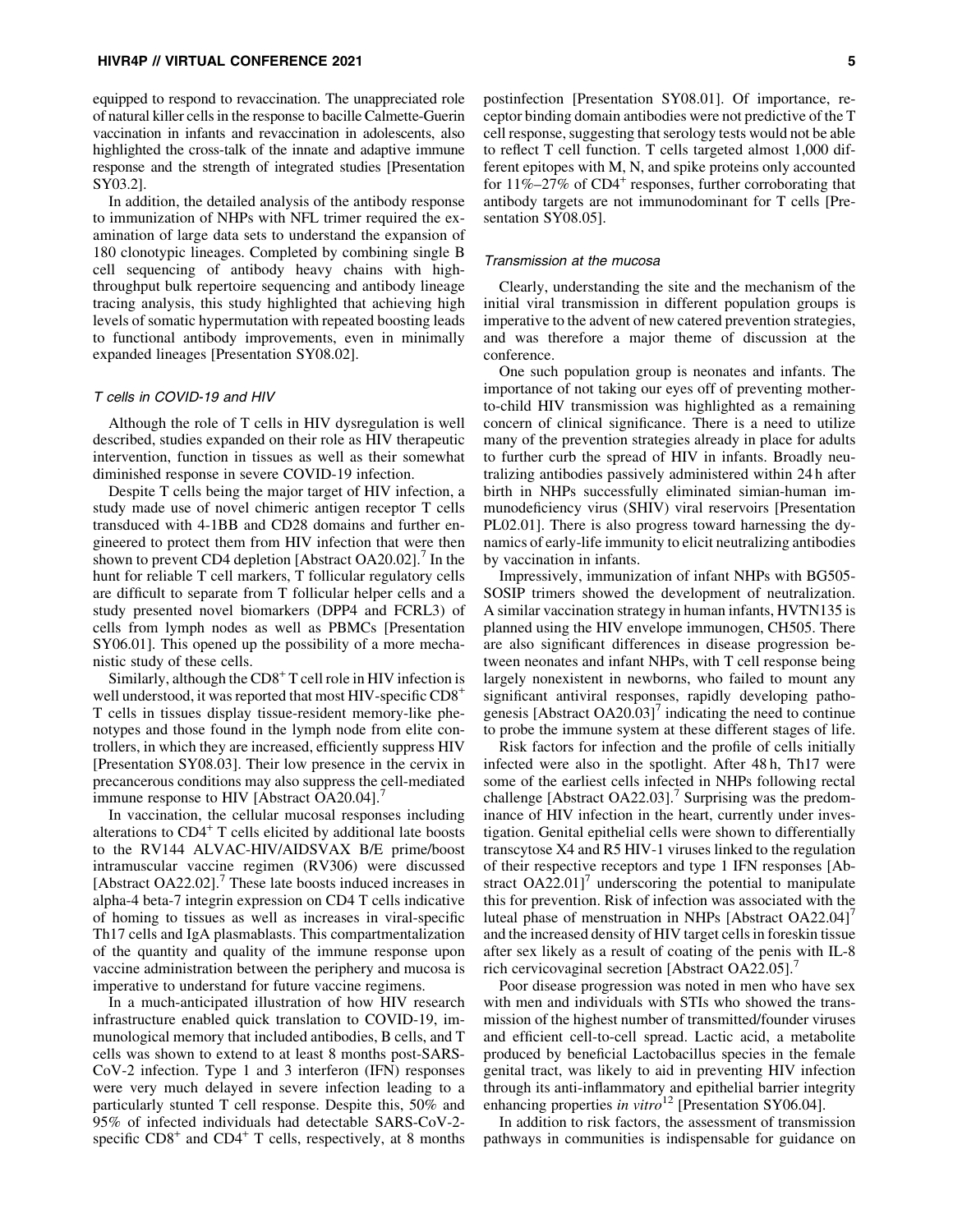equipped to respond to revaccination. The unappreciated role of natural killer cells in the response to bacille Calmette-Guerin vaccination in infants and revaccination in adolescents, also highlighted the cross-talk of the innate and adaptive immune response and the strength of integrated studies [Presentation SY03.2].

In addition, the detailed analysis of the antibody response to immunization of NHPs with NFL trimer required the examination of large data sets to understand the expansion of 180 clonotypic lineages. Completed by combining single B cell sequencing of antibody heavy chains with high-throughput bulk repertoire sequencing and antibody lineage tracing analysis, this study highlighted that achieving high levels of somatic hypermutation with repeated boosting leads to functional antibody improvements, even in minimally expanded lineages [Presentation SY08.02].

### *T cells in COVID-19 and HIV*

Although the role of T cells in HIV dysregulation is well described, studies expanded on their role as HIV therapeutic intervention, function in tissues as well as their somewhat diminished response in severe COVID-19 infection.

Despite T cells being the major target of HIV infection, a study made use of novel chimeric antigen receptor T cells transduced with 4-1BB and CD28 domains and further engineered to protect them from HIV infection that were then shown to prevent CD4 depletion [Abstract OA20.02].[7] In the hunt for reliable T cell markers, T follicular regulatory cells are difficult to separate from T follicular helper cells and a study presented novel biomarkers (DPP4 and FCRL3) of cells from lymph nodes as well as PBMCs [Presentation SY06.01]. This opened up the possibility of a more mechanistic study of these cells.

Similarly, although the $CD8^+$ T cell role in HIV infection is well understood, it was reported that most HIV-specific $CD8^+$ T cells in tissues display tissue-resident memory-like phenotypes and those found in the lymph node from elite controllers, in which they are increased, efficiently suppress HIV [Presentation SY08.03]. Their low presence in the cervix in precancerous conditions may also suppress the cell-mediated immune response to HIV [Abstract OA20.04].[7]

In vaccination, the cellular mucosal responses including alterations to $CD4^+$ T cells elicited by additional late boosts to the RV144 ALVAC-HIV/AIDSVAX B/E prime/boost intramuscular vaccine regimen (RV306) were discussed [Abstract OA22.02].[7] These late boosts induced increases in alpha-4 beta-7 integrin expression on CD4 T cells indicative of homing to tissues as well as increases in viral-specific Th17 cells and IgA plasmablasts. This compartmentalization of the quantity and quality of the immune response upon vaccine administration between the periphery and mucosa is imperative to understand for future vaccine regimens.

In a much-anticipated illustration of how HIV research infrastructure enabled quick translation to COVID-19, immunological memory that included antibodies, B cells, and T cells was shown to extend to at least 8 months post-SARS-CoV-2 infection. Type 1 and 3 interferon (IFN) responses were very much delayed in severe infection leading to a particularly stunted T cell response. Despite this, 50% and 95% of infected individuals had detectable SARS-CoV-2-specific $CD8^+$ and $CD4^+$ T cells, respectively, at 8 months postinfection [Presentation SY08.01]. Of importance, receptor binding domain antibodies were not predictive of the T cell response, suggesting that serology tests would not be able to reflect T cell function. T cells targeted almost 1,000 different epitopes with M, N, and spike proteins only accounted for 11%–27% of $CD4^+$ responses, further corroborating that antibody targets are not immunodominant for T cells [Presentation SY08.05].

### *Transmission at the mucosa*

Clearly, understanding the site and the mechanism of the initial viral transmission in different population groups is imperative to the advent of new catered prevention strategies, and was therefore a major theme of discussion at the conference.

One such population group is neonates and infants. The importance of not taking our eyes off of preventing mother-to-child HIV transmission was highlighted as a remaining concern of clinical significance. There is a need to utilize many of the prevention strategies already in place for adults to further curb the spread of HIV in infants. Broadly neutralizing antibodies passively administered within 24 h after birth in NHPs successfully eliminated simian-human immunodeficiency virus (SHIV) viral reservoirs [Presentation PL02.01]. There is also progress toward harnessing the dynamics of early-life immunity to elicit neutralizing antibodies by vaccination in infants.

Impressively, immunization of infant NHPs with BG505-SOSIP trimers showed the development of neutralization. A similar vaccination strategy in human infants, HVTN135 is planned using the HIV envelope immunogen, CH505. There are also significant differences in disease progression between neonates and infant NHPs, with T cell response being largely nonexistent in newborns, who failed to mount any significant antiviral responses, rapidly developing pathogenesis [Abstract OA20.03][7] indicating the need to continue to probe the immune system at these different stages of life.

Risk factors for infection and the profile of cells initially infected were also in the spotlight. After 48 h, Th17 were some of the earliest cells infected in NHPs following rectal challenge [Abstract OA22.03].[7] Surprising was the predominance of HIV infection in the heart, currently under investigation. Genital epithelial cells were shown to differentially transcytose X4 and R5 HIV-1 viruses linked to the regulation of their respective receptors and type 1 IFN responses [Abstract OA22.01][7] underscoring the potential to manipulate this for prevention. Risk of infection was associated with the luteal phase of menstruation in NHPs [Abstract OA22.04][7] and the increased density of HIV target cells in foreskin tissue after sex likely as a result of coating of the penis with IL-8 rich cervicovaginal secretion [Abstract OA22.05].[7]

Poor disease progression was noted in men who have sex with men and individuals with STIs who showed the transmission of the highest number of transmitted/founder viruses and efficient cell-to-cell spread. Lactic acid, a metabolite produced by beneficial Lactobacillus species in the female genital tract, was likely to aid in preventing HIV infection through its anti-inflammatory and epithelial barrier integrity enhancing properties *in vitro*[12] [Presentation SY06.04].

In addition to risk factors, the assessment of transmission pathways in communities is indispensable for guidance on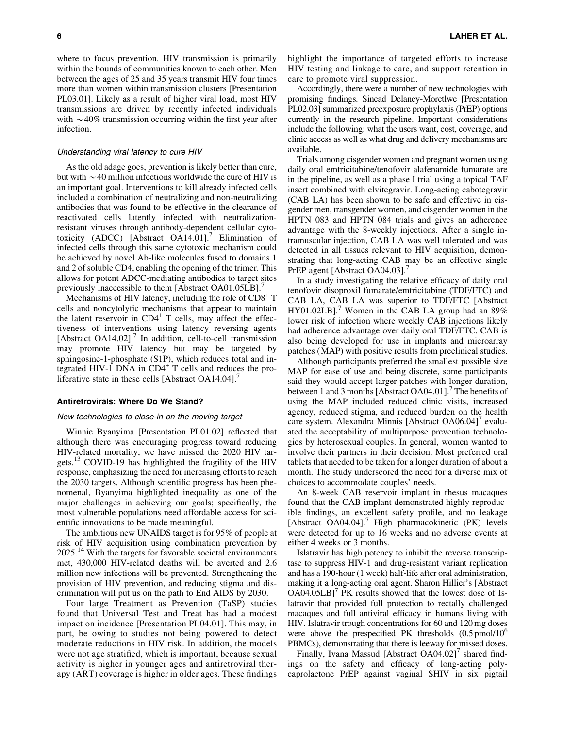where to focus prevention. HIV transmission is primarily within the bounds of communities known to each other. Men between the ages of 25 and 35 years transmit HIV four times more than women within transmission clusters [Presentation PL03.01]. Likely as a result of higher viral load, most HIV transmissions are driven by recently infected individuals with ~40% transmission occurring within the first year after infection.

### *Understanding viral latency to cure HIV*

As the old adage goes, prevention is likely better than cure, but with ~40 million infections worldwide the cure of HIV is an important goal. Interventions to kill already infected cells included a combination of neutralizing and non-neutralizing antibodies that was found to be effective in the clearance of reactivated cells latently infected with neutralization-resistant viruses through antibody-dependent cellular cytotoxicity (ADCC) [Abstract OA14.01].[7] Elimination of infected cells through this same cytotoxic mechanism could be achieved by novel Ab-like molecules fused to domains 1 and 2 of soluble CD4, enabling the opening of the trimer. This allows for potent ADCC-mediating antibodies to target sites previously inaccessible to them [Abstract OA01.05LB].[7]

Mechanisms of HIV latency, including the role of $CD8^+$ T cells and noncytolytic mechanisms that appear to maintain the latent reservoir in $CD4^+$ T cells, may affect the effectiveness of interventions using latency reversing agents [Abstract OA14.02].[7] In addition, cell-to-cell transmission may promote HIV latency but may be targeted by sphingosine-1-phosphate (S1P), which reduces total and integrated HIV-1 DNA in $CD4^+$ T cells and reduces the proliferative state in these cells [Abstract OA14.04].[7]

## Antiretrovirals: Where Do We Stand?

### *New technologies to close-in on the moving target*

Winnie Byanyima [Presentation PL01.02] reflected that although there was encouraging progress toward reducing HIV-related mortality, we have missed the 2020 HIV targets.[13] COVID-19 has highlighted the fragility of the HIV response, emphasizing the need for increasing efforts to reach the 2030 targets. Although scientific progress has been phenomenal, Byanyima highlighted inequality as one of the major challenges in achieving our goals; specifically, the most vulnerable populations need affordable access for scientific innovations to be made meaningful.

The ambitious new UNAIDS target is for 95% of people at risk of HIV acquisition using combination prevention by 2025.[14] With the targets for favorable societal environments met, 430,000 HIV-related deaths will be averted and 2.6 million new infections will be prevented. Strengthening the provision of HIV prevention, and reducing stigma and discrimination will put us on the path to End AIDS by 2030.

Four large Treatment as Prevention (TaSP) studies found that Universal Test and Treat has had a modest impact on incidence [Presentation PL04.01]. This may, in part, be owing to studies not being powered to detect moderate reductions in HIV risk. In addition, the models were not age stratified, which is important, because sexual activity is higher in younger ages and antiretroviral therapy (ART) coverage is higher in older ages. These findings highlight the importance of targeted efforts to increase HIV testing and linkage to care, and support retention in care to promote viral suppression.

Accordingly, there were a number of new technologies with promising findings. Sinead Delaney-Moretlwe [Presentation PL02.03] summarized preexposure prophylaxis (PrEP) options currently in the research pipeline. Important considerations include the following: what the users want, cost, coverage, and clinic access as well as what drug and delivery mechanisms are available.

Trials among cisgender women and pregnant women using daily oral emtricitabine/tenofovir alafenamide fumarate are in the pipeline, as well as a phase I trial using a topical TAF insert combined with elvitegravir. Long-acting cabotegravir (CAB LA) has been shown to be safe and effective in cisgender men, transgender women, and cisgender women in the HPTN 083 and HPTN 084 trials and gives an adherence advantage with the 8-weekly injections. After a single intramuscular injection, CAB LA was well tolerated and was detected in all tissues relevant to HIV acquisition, demonstrating that long-acting CAB may be an effective single PrEP agent [Abstract OA04.03].[7]

In a study investigating the relative efficacy of daily oral tenofovir disoproxil fumarate/emtricitabine (TDF/FTC) and CAB LA, CAB LA was superior to TDF/FTC [Abstract HY01.02LB].[7] Women in the CAB LA group had an 89% lower risk of infection where weekly CAB injections likely had adherence advantage over daily oral TDF/FTC. CAB is also being developed for use in implants and microarray patches (MAP) with positive results from preclinical studies.

Although participants preferred the smallest possible size MAP for ease of use and being discrete, some participants said they would accept larger patches with longer duration, between 1 and 3 months [Abstract OA04.01].[7] The benefits of using the MAP included reduced clinic visits, increased agency, reduced stigma, and reduced burden on the health care system. Alexandra Minnis [Abstract OA06.04][7] evaluated the acceptability of multipurpose prevention technologies by heterosexual couples. In general, women wanted to involve their partners in their decision. Most preferred oral tablets that needed to be taken for a longer duration of about a month. The study underscored the need for a diverse mix of choices to accommodate couples' needs.

An 8-week CAB reservoir implant in rhesus macaques found that the CAB implant demonstrated highly reproducible findings, an excellent safety profile, and no leakage [Abstract OA04.04].[7] High pharmacokinetic (PK) levels were detected for up to 16 weeks and no adverse events at either 4 weeks or 3 months.

Islatravir has high potency to inhibit the reverse transcriptase to suppress HIV-1 and drug-resistant variant replication and has a 190-hour (1 week) half-life after oral administration, making it a long-acting oral agent. Sharon Hillier's [Abstract OA04.05LB][7] PK results showed that the lowest dose of Islatravir that provided full protection to rectally challenged macaques and full antiviral efficacy in humans living with HIV. Islatravir trough concentrations for 60 and 120 mg doses were above the prespecified PK thresholds ($0.5\,\text{pmol}/10^6$ PBMCs), demonstrating that there is leeway for missed doses.

Finally, Ivana Massud [Abstract OA04.02][7] shared findings on the safety and efficacy of long-acting polycaprolactone PrEP against vaginal SHIV in six pigtail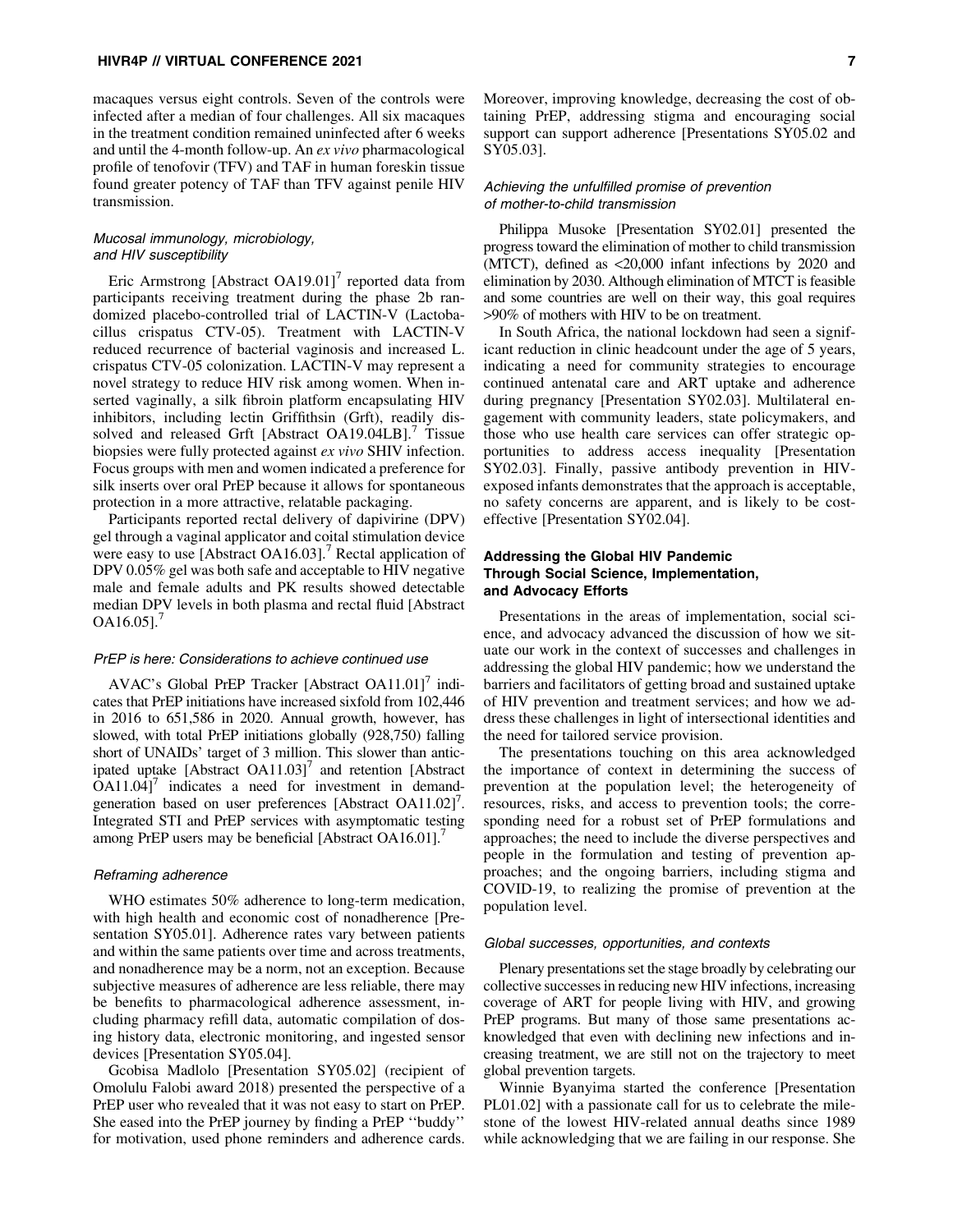macaques versus eight controls. Seven of the controls were infected after a median of four challenges. All six macaques in the treatment condition remained uninfected after 6 weeks and until the 4-month follow-up. An *ex vivo* pharmacological profile of tenofovir (TFV) and TAF in human foreskin tissue found greater potency of TAF than TFV against penile HIV transmission.

#### *Mucosal immunology, microbiology, and HIV susceptibility*

Eric Armstrong [Abstract OA19.01][7] reported data from participants receiving treatment during the phase 2b randomized placebo-controlled trial of LACTIN-V (Lactobacillus crispatus CTV-05). Treatment with LACTIN-V reduced recurrence of bacterial vaginosis and increased L. crispatus CTV-05 colonization. LACTIN-V may represent a novel strategy to reduce HIV risk among women. When inserted vaginally, a silk fibroin platform encapsulating HIV inhibitors, including lectin Griffithsin (Grft), readily dissolved and released Grft [Abstract OA19.04LB].[7] Tissue biopsies were fully protected against *ex vivo* SHIV infection. Focus groups with men and women indicated a preference for silk inserts over oral PrEP because it allows for spontaneous protection in a more attractive, relatable packaging.

Participants reported rectal delivery of dapivirine (DPV) gel through a vaginal applicator and coital stimulation device were easy to use [Abstract OA16.03].[7] Rectal application of DPV 0.05% gel was both safe and acceptable to HIV negative male and female adults and PK results showed detectable median DPV levels in both plasma and rectal fluid [Abstract OA16.05].[7]

#### *PrEP is here: Considerations to achieve continued use*

AVAC's Global PrEP Tracker [Abstract OA11.01][7] indicates that PrEP initiations have increased sixfold from 102,446 in 2016 to 651,586 in 2020. Annual growth, however, has slowed, with total PrEP initiations globally (928,750) falling short of UNAIDs' target of 3 million. This slower than anticipated uptake [Abstract OA11.03][7] and retention [Abstract OA11.04][7] indicates a need for investment in demand-generation based on user preferences [Abstract OA11.02][7]. Integrated STI and PrEP services with asymptomatic testing among PrEP users may be beneficial [Abstract OA16.01].[7]

#### *Reframing adherence*

WHO estimates 50% adherence to long-term medication, with high health and economic cost of nonadherence [Presentation SY05.01]. Adherence rates vary between patients and within the same patients over time and across treatments, and nonadherence may be a norm, not an exception. Because subjective measures of adherence are less reliable, there may be benefits to pharmacological adherence assessment, including pharmacy refill data, automatic compilation of dosing history data, electronic monitoring, and ingested sensor devices [Presentation SY05.04].

Gcobisa Madlolo [Presentation SY05.02] (recipient of Omolulu Falobi award 2018) presented the perspective of a PrEP user who revealed that it was not easy to start on PrEP. She eased into the PrEP journey by finding a PrEP "buddy" for motivation, used phone reminders and adherence cards. Moreover, improving knowledge, decreasing the cost of obtaining PrEP, addressing stigma and encouraging social support can support adherence [Presentations SY05.02 and SY05.03].

#### *Achieving the unfulfilled promise of prevention of mother-to-child transmission*

Philippa Musoke [Presentation SY02.01] presented the progress toward the elimination of mother to child transmission (MTCT), defined as <20,000 infant infections by 2020 and elimination by 2030. Although elimination of MTCT is feasible and some countries are well on their way, this goal requires >90% of mothers with HIV to be on treatment.

In South Africa, the national lockdown had seen a significant reduction in clinic headcount under the age of 5 years, indicating a need for community strategies to encourage continued antenatal care and ART uptake and adherence during pregnancy [Presentation SY02.03]. Multilateral engagement with community leaders, state policymakers, and those who use health care services can offer strategic opportunities to address access inequality [Presentation SY02.03]. Finally, passive antibody prevention in HIV-exposed infants demonstrates that the approach is acceptable, no safety concerns are apparent, and is likely to be cost-effective [Presentation SY02.04].

### Addressing the Global HIV Pandemic Through Social Science, Implementation, and Advocacy Efforts

Presentations in the areas of implementation, social science, and advocacy advanced the discussion of how we situate our work in the context of successes and challenges in addressing the global HIV pandemic; how we understand the barriers and facilitators of getting broad and sustained uptake of HIV prevention and treatment services; and how we address these challenges in light of intersectional identities and the need for tailored service provision.

The presentations touching on this area acknowledged the importance of context in determining the success of prevention at the population level; the heterogeneity of resources, risks, and access to prevention tools; the corresponding need for a robust set of PrEP formulations and approaches; the need to include the diverse perspectives and people in the formulation and testing of prevention approaches; and the ongoing barriers, including stigma and COVID-19, to realizing the promise of prevention at the population level.

#### *Global successes, opportunities, and contexts*

Plenary presentations set the stage broadly by celebrating our collective successes in reducing new HIV infections, increasing coverage of ART for people living with HIV, and growing PrEP programs. But many of those same presentations acknowledged that even with declining new infections and increasing treatment, we are still not on the trajectory to meet global prevention targets.

Winnie Byanyima started the conference [Presentation PL01.02] with a passionate call for us to celebrate the milestone of the lowest HIV-related annual deaths since 1989 while acknowledging that we are failing in our response. She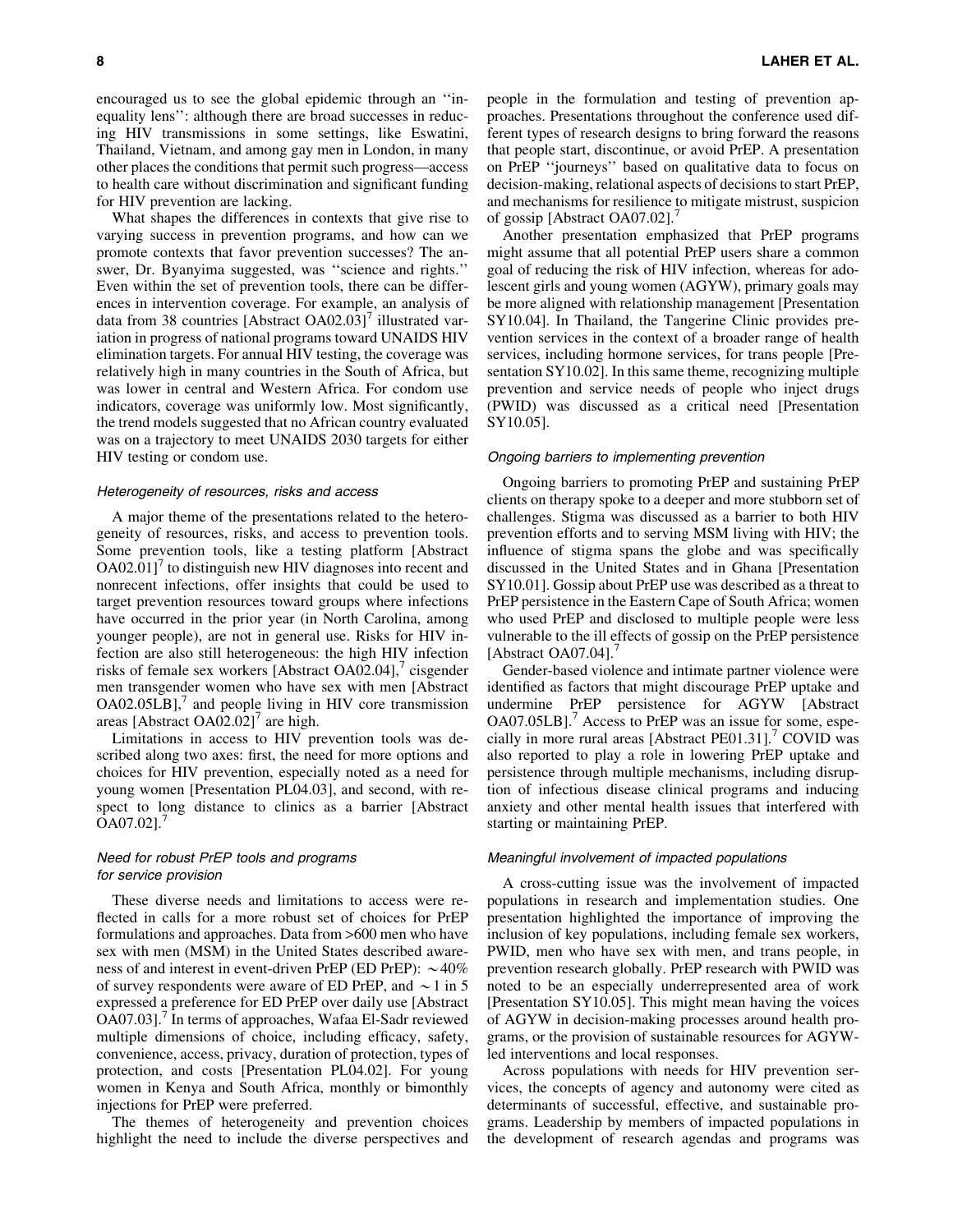encouraged us to see the global epidemic through an ''inequality lens'': although there are broad successes in reducing HIV transmissions in some settings, like Eswatini, Thailand, Vietnam, and among gay men in London, in many other places the conditions that permit such progress—access to health care without discrimination and significant funding for HIV prevention are lacking.

What shapes the differences in contexts that give rise to varying success in prevention programs, and how can we promote contexts that favor prevention successes? The answer, Dr. Byanyima suggested, was ''science and rights.'' Even within the set of prevention tools, there can be differences in intervention coverage. For example, an analysis of data from 38 countries [Abstract OA02.03][7] illustrated variation in progress of national programs toward UNAIDS HIV elimination targets. For annual HIV testing, the coverage was relatively high in many countries in the South of Africa, but was lower in central and Western Africa. For condom use indicators, coverage was uniformly low. Most significantly, the trend models suggested that no African country evaluated was on a trajectory to meet UNAIDS 2030 targets for either HIV testing or condom use.

#### *Heterogeneity of resources, risks and access*

A major theme of the presentations related to the heterogeneity of resources, risks, and access to prevention tools. Some prevention tools, like a testing platform [Abstract OA02.01][7] to distinguish new HIV diagnoses into recent and nonrecent infections, offer insights that could be used to target prevention resources toward groups where infections have occurred in the prior year (in North Carolina, among younger people), are not in general use. Risks for HIV infection are also still heterogeneous: the high HIV infection risks of female sex workers [Abstract OA02.04],[7] cisgender men transgender women who have sex with men [Abstract OA02.05LB],[7] and people living in HIV core transmission areas [Abstract OA02.02][7] are high.

Limitations in access to HIV prevention tools was described along two axes: first, the need for more options and choices for HIV prevention, especially noted as a need for young women [Presentation PL04.03], and second, with respect to long distance to clinics as a barrier [Abstract OA07.02].[7]

#### *Need for robust PrEP tools and programs for service provision*

These diverse needs and limitations to access were reflected in calls for a more robust set of choices for PrEP formulations and approaches. Data from >600 men who have sex with men (MSM) in the United States described awareness of and interest in event-driven PrEP (ED PrEP): ~40% of survey respondents were aware of ED PrEP, and ~1 in 5 expressed a preference for ED PrEP over daily use [Abstract OA07.03].[7] In terms of approaches, Wafaa El-Sadr reviewed multiple dimensions of choice, including efficacy, safety, convenience, access, privacy, duration of protection, types of protection, and costs [Presentation PL04.02]. For young women in Kenya and South Africa, monthly or bimonthly injections for PrEP were preferred.

The themes of heterogeneity and prevention choices highlight the need to include the diverse perspectives and people in the formulation and testing of prevention approaches. Presentations throughout the conference used different types of research designs to bring forward the reasons that people start, discontinue, or avoid PrEP. A presentation on PrEP ''journeys'' based on qualitative data to focus on decision-making, relational aspects of decisions to start PrEP, and mechanisms for resilience to mitigate mistrust, suspicion of gossip [Abstract OA07.02].[7]

Another presentation emphasized that PrEP programs might assume that all potential PrEP users share a common goal of reducing the risk of HIV infection, whereas for adolescent girls and young women (AGYW), primary goals may be more aligned with relationship management [Presentation SY10.04]. In Thailand, the Tangerine Clinic provides prevention services in the context of a broader range of health services, including hormone services, for trans people [Presentation SY10.02]. In this same theme, recognizing multiple prevention and service needs of people who inject drugs (PWID) was discussed as a critical need [Presentation SY10.05].

#### *Ongoing barriers to implementing prevention*

Ongoing barriers to promoting PrEP and sustaining PrEP clients on therapy spoke to a deeper and more stubborn set of challenges. Stigma was discussed as a barrier to both HIV prevention efforts and to serving MSM living with HIV; the influence of stigma spans the globe and was specifically discussed in the United States and in Ghana [Presentation SY10.01]. Gossip about PrEP use was described as a threat to PrEP persistence in the Eastern Cape of South Africa; women who used PrEP and disclosed to multiple people were less vulnerable to the ill effects of gossip on the PrEP persistence [Abstract OA07.04].[7]

Gender-based violence and intimate partner violence were identified as factors that might discourage PrEP uptake and undermine PrEP persistence for AGYW [Abstract OA07.05LB].[7] Access to PrEP was an issue for some, especially in more rural areas [Abstract PE01.31].[7] COVID was also reported to play a role in lowering PrEP uptake and persistence through multiple mechanisms, including disruption of infectious disease clinical programs and inducing anxiety and other mental health issues that interfered with starting or maintaining PrEP.

#### *Meaningful involvement of impacted populations*

A cross-cutting issue was the involvement of impacted populations in research and implementation studies. One presentation highlighted the importance of improving the inclusion of key populations, including female sex workers, PWID, men who have sex with men, and trans people, in prevention research globally. PrEP research with PWID was noted to be an especially underrepresented area of work [Presentation SY10.05]. This might mean having the voices of AGYW in decision-making processes around health programs, or the provision of sustainable resources for AGYW-led interventions and local responses.

Across populations with needs for HIV prevention services, the concepts of agency and autonomy were cited as determinants of successful, effective, and sustainable programs. Leadership by members of impacted populations in the development of research agendas and programs was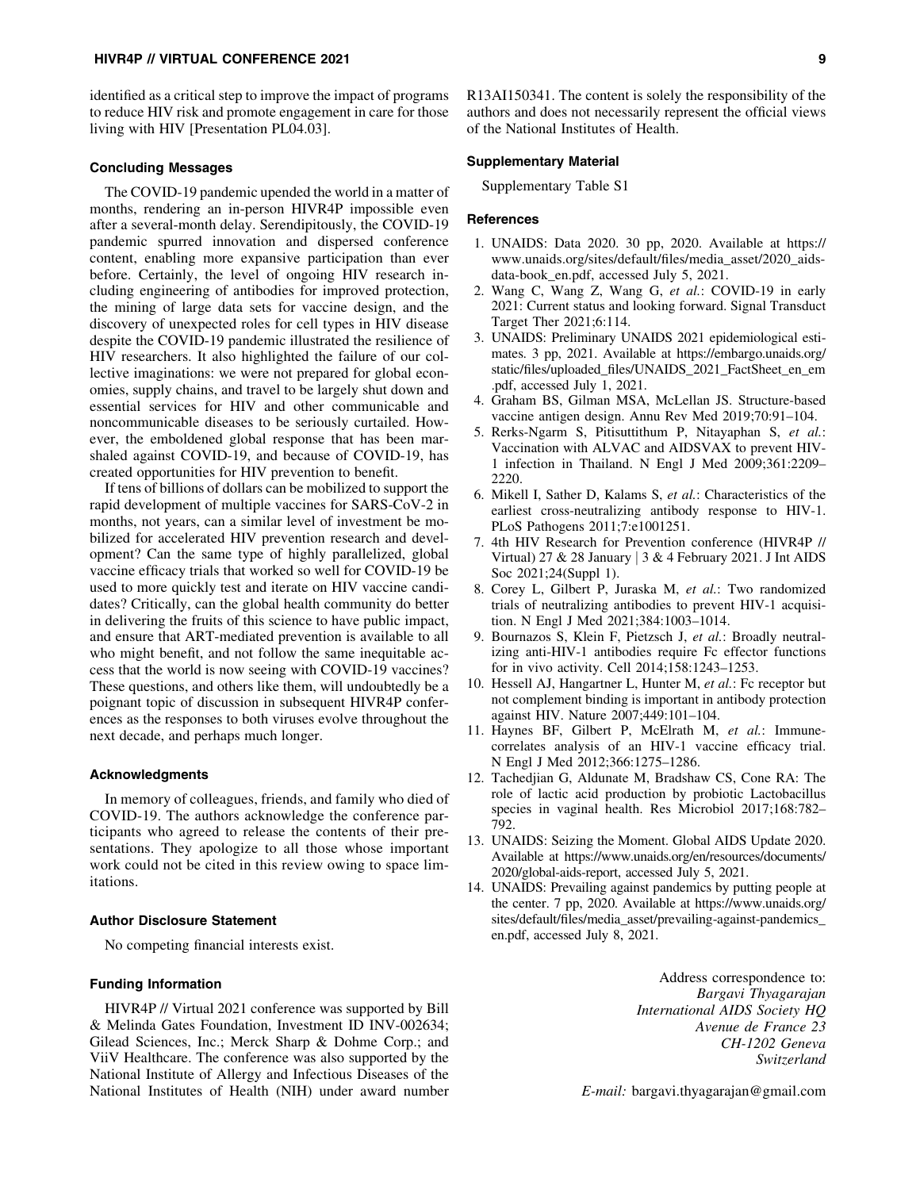identified as a critical step to improve the impact of programs to reduce HIV risk and promote engagement in care for those living with HIV [Presentation PL04.03].

### Concluding Messages

The COVID-19 pandemic upended the world in a matter of months, rendering an in-person HIVR4P impossible even after a several-month delay. Serendipitously, the COVID-19 pandemic spurred innovation and dispersed conference content, enabling more expansive participation than ever before. Certainly, the level of ongoing HIV research including engineering of antibodies for improved protection, the mining of large data sets for vaccine design, and the discovery of unexpected roles for cell types in HIV disease despite the COVID-19 pandemic illustrated the resilience of HIV researchers. It also highlighted the failure of our collective imaginations: we were not prepared for global economies, supply chains, and travel to be largely shut down and essential services for HIV and other communicable and noncommunicable diseases to be seriously curtailed. However, the emboldened global response that has been marshaled against COVID-19, and because of COVID-19, has created opportunities for HIV prevention to benefit.

If tens of billions of dollars can be mobilized to support the rapid development of multiple vaccines for SARS-CoV-2 in months, not years, can a similar level of investment be mobilized for accelerated HIV prevention research and development? Can the same type of highly parallelized, global vaccine efficacy trials that worked so well for COVID-19 be used to more quickly test and iterate on HIV vaccine candidates? Critically, can the global health community do better in delivering the fruits of this science to have public impact, and ensure that ART-mediated prevention is available to all who might benefit, and not follow the same inequitable access that the world is now seeing with COVID-19 vaccines? These questions, and others like them, will undoubtedly be a poignant topic of discussion in subsequent HIVR4P conferences as the responses to both viruses evolve throughout the next decade, and perhaps much longer.

### Acknowledgments

In memory of colleagues, friends, and family who died of COVID-19. The authors acknowledge the conference participants who agreed to release the contents of their presentations. They apologize to all those whose important work could not be cited in this review owing to space limitations.

### Author Disclosure Statement

No competing financial interests exist.

### Funding Information

HIVR4P // Virtual 2021 conference was supported by Bill & Melinda Gates Foundation, Investment ID INV-002634; Gilead Sciences, Inc.; Merck Sharp & Dohme Corp.; and ViiV Healthcare. The conference was also supported by the National Institute of Allergy and Infectious Diseases of the National Institutes of Health (NIH) under award number R13AI150341. The content is solely the responsibility of the authors and does not necessarily represent the official views of the National Institutes of Health.

### Supplementary Material

Supplementary Table S1

### References

1. UNAIDS: Data 2020. 30 pp, 2020. Available at https://www.unaids.org/sites/default/files/media_asset/2020_aids-data-book_en.pdf, accessed July 5, 2021.
2. Wang C, Wang Z, Wang G, *et al.*: COVID-19 in early 2021: Current status and looking forward. Signal Transduct Target Ther 2021;6:114.
3. UNAIDS: Preliminary UNAIDS 2021 epidemiological estimates. 3 pp, 2021. Available at https://embargo.unaids.org/static/files/uploaded_files/UNAIDS_2021_FactSheet_en_em.pdf, accessed July 1, 2021.
4. Graham BS, Gilman MSA, McLellan JS. Structure-based vaccine antigen design. Annu Rev Med 2019;70:91–104.
5. Rerks-Ngarm S, Pitisuttithum P, Nitayaphan S, *et al.*: Vaccination with ALVAC and AIDSVAX to prevent HIV-1 infection in Thailand. N Engl J Med 2009;361:2209–2220.
6. Mikell I, Sather D, Kalams S, *et al.*: Characteristics of the earliest cross-neutralizing antibody response to HIV-1. PLoS Pathogens 2011;7:e1001251.
7. 4th HIV Research for Prevention conference (HIVR4P // Virtual) 27 & 28 January | 3 & 4 February 2021. J Int AIDS Soc 2021;24(Suppl 1).
8. Corey L, Gilbert P, Juraska M, *et al.*: Two randomized trials of neutralizing antibodies to prevent HIV-1 acquisition. N Engl J Med 2021;384:1003–1014.
9. Bournazos S, Klein F, Pietzsch J, *et al.*: Broadly neutralizing anti-HIV-1 antibodies require Fc effector functions for in vivo activity. Cell 2014;158:1243–1253.
10. Hessell AJ, Hangartner L, Hunter M, *et al.*: Fc receptor but not complement binding is important in antibody protection against HIV. Nature 2007;449:101–104.
11. Haynes BF, Gilbert P, McElrath M, *et al.*: Immune-correlates analysis of an HIV-1 vaccine efficacy trial. N Engl J Med 2012;366:1275–1286.
12. Tachedjian G, Aldunate M, Bradshaw CS, Cone RA: The role of lactic acid production by probiotic Lactobacillus species in vaginal health. Res Microbiol 2017;168:782–792.
13. UNAIDS: Seizing the Moment. Global AIDS Update 2020. Available at https://www.unaids.org/en/resources/documents/2020/global-aids-report, accessed July 5, 2021.
14. UNAIDS: Prevailing against pandemics by putting people at the center. 7 pp, 2020. Available at https://www.unaids.org/sites/default/files/media_asset/prevailing-against-pandemics_en.pdf, accessed July 8, 2021.

Address correspondence to:
*Bargavi Thyagarajan*
*International AIDS Society HQ*
*Avenue de France 23*
*CH-1202 Geneva*
*Switzerland*

*E-mail:* bargavi.thyagarajan@gmail.com